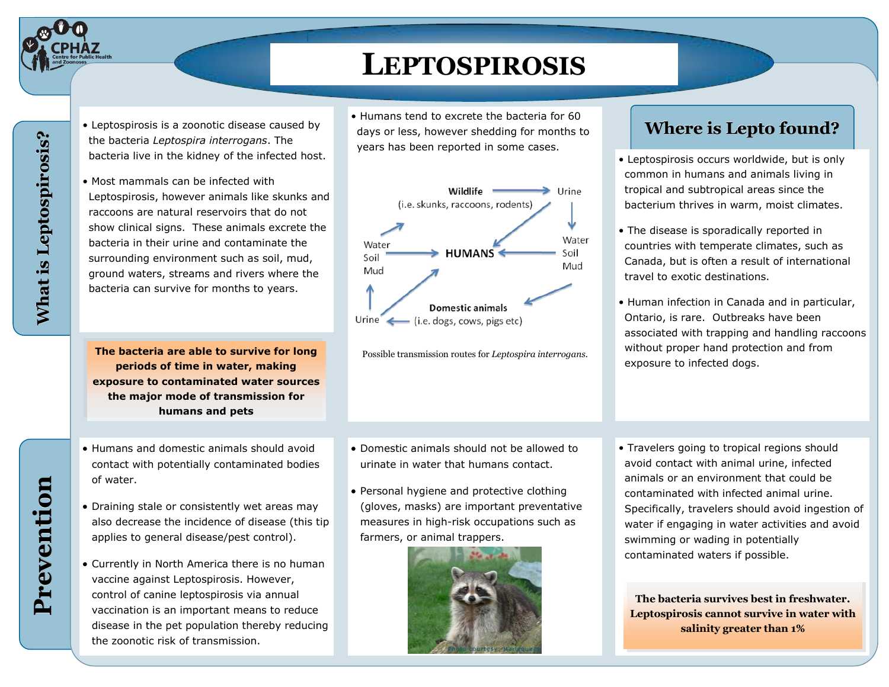# LEPTOSPIROSIS

CPHAZ Centre for Public Health and Zoonoses

## What is Leptospirosis?

- Leptospirosis is a zoonotic disease caused by the bacteria *Leptospira interrogans*. The bacteria live in the kidney of the infected host.
- Most mammals can be infected with Leptospirosis, however animals like skunks and raccoons are natural reservoirs that do not show clinical signs. These animals excrete the bacteria in their urine and contaminate the surrounding environment such as soil, mud, ground waters, streams and rivers where the bacteria can survive for months to years.

**The bacteria are able to survive for long periods of time in water, making exposure to contaminated water sources the major mode of transmission for humans and pets**

- Humans tend to excrete the bacteria for 60 days or less, however shedding for months to years has been reported in some cases.

Wildlife (i.e. skunks, raccoons, rodents) → Urine → Water Soil Mud → HUMANS

Domestic animals (i.e. dogs, cows, pigs etc) → Urine → Water Soil Mud → HUMANS

Possible transmission routes for *Leptospira interrogans*.

## Where is Lepto found?

- Leptospirosis occurs worldwide, but is only common in humans and animals living in tropical and subtropical areas since the bacterium thrives in warm, moist climates.
- The disease is sporadically reported in countries with temperate climates, such as Canada, but is often a result of international travel to exotic destinations.
- Human infection in Canada and in particular, Ontario, is rare. Outbreaks have been associated with trapping and handling raccoons without proper hand protection and from exposure to infected dogs.

## Prevention

- Humans and domestic animals should avoid contact with potentially contaminated bodies of water.
- Draining stale or consistently wet areas may also decrease the incidence of disease (this tip applies to general disease/pest control).
- Currently in North America there is no human vaccine against Leptospirosis. However, control of canine leptospirosis via annual vaccination is an important means to reduce disease in the pet population thereby reducing the zoonotic risk of transmission.
- Domestic animals should not be allowed to urinate in water that humans contact.
- Personal hygiene and protective clothing (gloves, masks) are important preventative measures in high-risk occupations such as farmers, or animal trappers.

Photo courtesy - Harlequeen

- Travelers going to tropical regions should avoid contact with animal urine, infected animals or an environment that could be contaminated with infected animal urine. Specifically, travelers should avoid ingestion of water if engaging in water activities and avoid swimming or wading in potentially contaminated waters if possible.

**The bacteria survives best in freshwater. Leptospirosis cannot survive in water with salinity greater than 1%**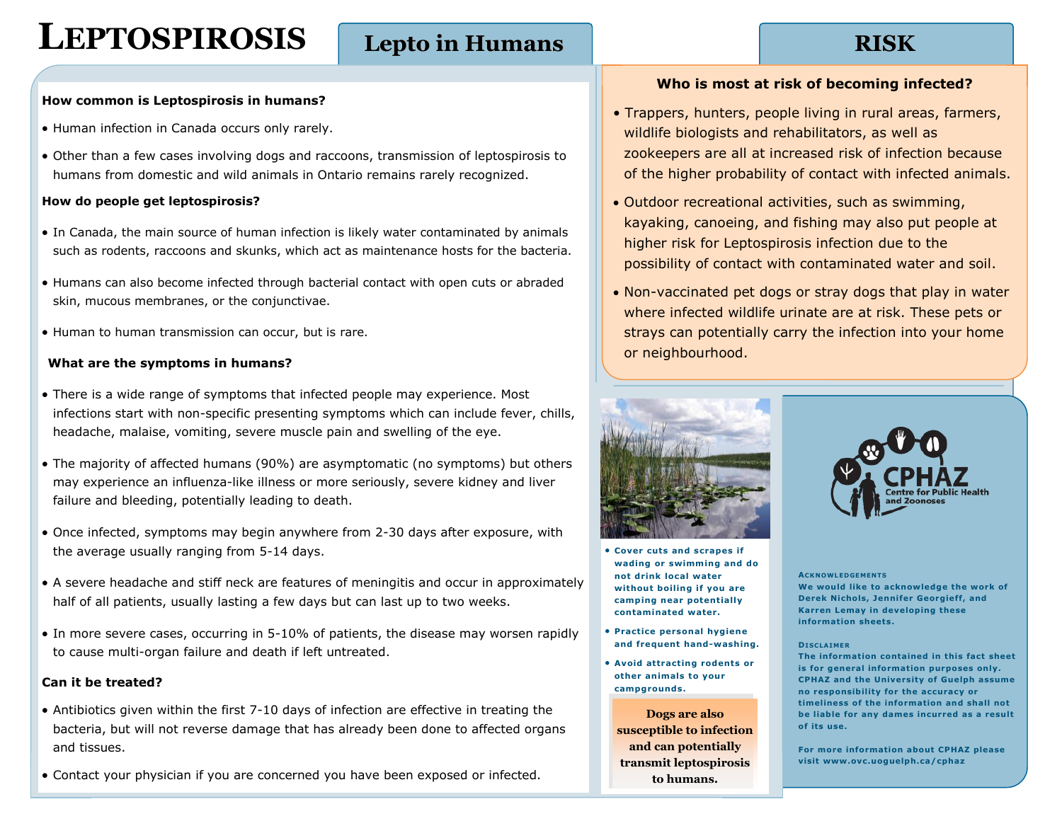# Leptospirosis

## Lepto in Humans

**How common is Leptospirosis in humans?**

- Human infection in Canada occurs only rarely.
- Other than a few cases involving dogs and raccoons, transmission of leptospirosis to humans from domestic and wild animals in Ontario remains rarely recognized.

**How do people get leptospirosis?**

- In Canada, the main source of human infection is likely water contaminated by animals such as rodents, raccoons and skunks, which act as maintenance hosts for the bacteria.
- Humans can also become infected through bacterial contact with open cuts or abraded skin, mucous membranes, or the conjunctivae.
- Human to human transmission can occur, but is rare.

**What are the symptoms in humans?**

- There is a wide range of symptoms that infected people may experience. Most infections start with non-specific presenting symptoms which can include fever, chills, headache, malaise, vomiting, severe muscle pain and swelling of the eye.
- The majority of affected humans (90%) are asymptomatic (no symptoms) but others may experience an influenza-like illness or more seriously, severe kidney and liver failure and bleeding, potentially leading to death.
- Once infected, symptoms may begin anywhere from 2-30 days after exposure, with the average usually ranging from 5-14 days.
- A severe headache and stiff neck are features of meningitis and occur in approximately half of all patients, usually lasting a few days but can last up to two weeks.
- In more severe cases, occurring in 5-10% of patients, the disease may worsen rapidly to cause multi-organ failure and death if left untreated.

**Can it be treated?**

- Antibiotics given within the first 7-10 days of infection are effective in treating the bacteria, but will not reverse damage that has already been done to affected organs and tissues.
- Contact your physician if you are concerned you have been exposed or infected.

## RISK

**Who is most at risk of becoming infected?**

- Trappers, hunters, people living in rural areas, farmers, wildlife biologists and rehabilitators, as well as zookeepers are all at increased risk of infection because of the higher probability of contact with infected animals.
- Outdoor recreational activities, such as swimming, kayaking, canoeing, and fishing may also put people at higher risk for Leptospirosis infection due to the possibility of contact with contaminated water and soil.
- Non-vaccinated pet dogs or stray dogs that play in water where infected wildlife urinate are at risk. These pets or strays can potentially carry the infection into your home or neighbourhood.

- **Cover cuts and scrapes if wading or swimming and do not drink local water without boiling if you are camping near potentially contaminated water.**
- **Practice personal hygiene and frequent hand-washing.**
- **Avoid attracting rodents or other animals to your campgrounds.**

**Dogs are also susceptible to infection and can potentially transmit leptospirosis to humans.**

CPHAZ Centre for Public Health and Zoonoses

**Acknowledgements**
We would like to acknowledge the work of Derek Nichols, Jennifer Georgieff, and Karren Lemay in developing these information sheets.

**Disclaimer**
The information contained in this fact sheet is for general information purposes only. CPHAZ and the University of Guelph assume no responsibility for the accuracy or timeliness of the information and shall not be liable for any dames incurred as a result of its use.

For more information about CPHAZ please visit www.ovc.uoguelph.ca/cphaz